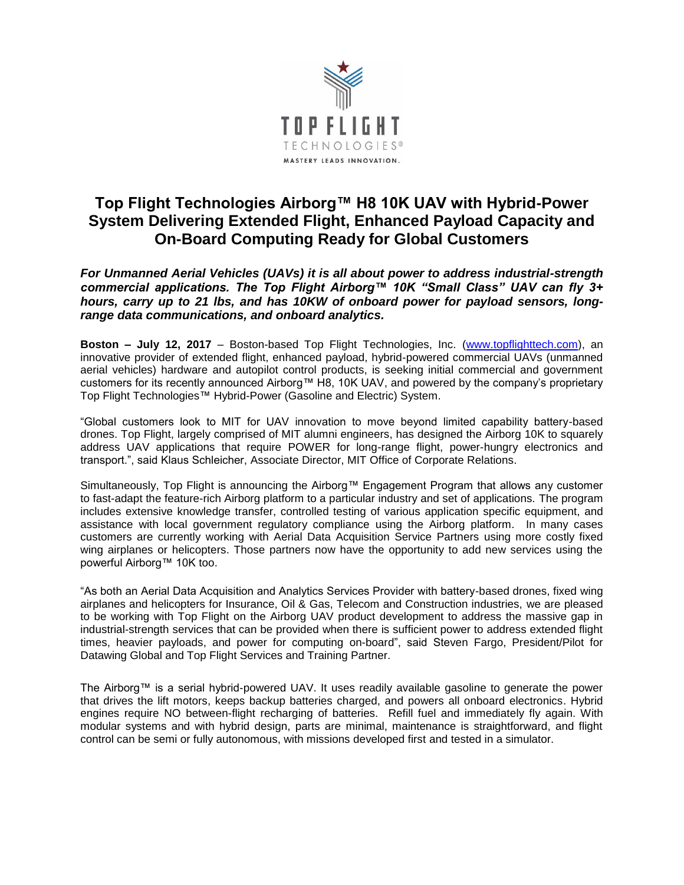TOP FLIGHT

TECHNOLOGIES®

MASTERY LEADS INNOVATION.

# Top Flight Technologies Airborg™ H8 10K UAV with Hybrid-Power System Delivering Extended Flight, Enhanced Payload Capacity and On-Board Computing Ready for Global Customers

***For Unmanned Aerial Vehicles (UAVs) it is all about power to address industrial-strength commercial applications. The Top Flight Airborg™ 10K "Small Class" UAV can fly 3+ hours, carry up to 21 lbs, and has 10KW of onboard power for payload sensors, long-range data communications, and onboard analytics.***

**Boston – July 12, 2017** – Boston-based Top Flight Technologies, Inc. (www.topflighttech.com), an innovative provider of extended flight, enhanced payload, hybrid-powered commercial UAVs (unmanned aerial vehicles) hardware and autopilot control products, is seeking initial commercial and government customers for its recently announced Airborg™ H8, 10K UAV, and powered by the company's proprietary Top Flight Technologies™ Hybrid-Power (Gasoline and Electric) System.

"Global customers look to MIT for UAV innovation to move beyond limited capability battery-based drones. Top Flight, largely comprised of MIT alumni engineers, has designed the Airborg 10K to squarely address UAV applications that require POWER for long-range flight, power-hungry electronics and transport.", said Klaus Schleicher, Associate Director, MIT Office of Corporate Relations.

Simultaneously, Top Flight is announcing the Airborg™ Engagement Program that allows any customer to fast-adapt the feature-rich Airborg platform to a particular industry and set of applications. The program includes extensive knowledge transfer, controlled testing of various application specific equipment, and assistance with local government regulatory compliance using the Airborg platform. In many cases customers are currently working with Aerial Data Acquisition Service Partners using more costly fixed wing airplanes or helicopters. Those partners now have the opportunity to add new services using the powerful Airborg™ 10K too.

"As both an Aerial Data Acquisition and Analytics Services Provider with battery-based drones, fixed wing airplanes and helicopters for Insurance, Oil & Gas, Telecom and Construction industries, we are pleased to be working with Top Flight on the Airborg UAV product development to address the massive gap in industrial-strength services that can be provided when there is sufficient power to address extended flight times, heavier payloads, and power for computing on-board", said Steven Fargo, President/Pilot for Datawing Global and Top Flight Services and Training Partner.

The Airborg™ is a serial hybrid-powered UAV. It uses readily available gasoline to generate the power that drives the lift motors, keeps backup batteries charged, and powers all onboard electronics. Hybrid engines require NO between-flight recharging of batteries. Refill fuel and immediately fly again. With modular systems and with hybrid design, parts are minimal, maintenance is straightforward, and flight control can be semi or fully autonomous, with missions developed first and tested in a simulator.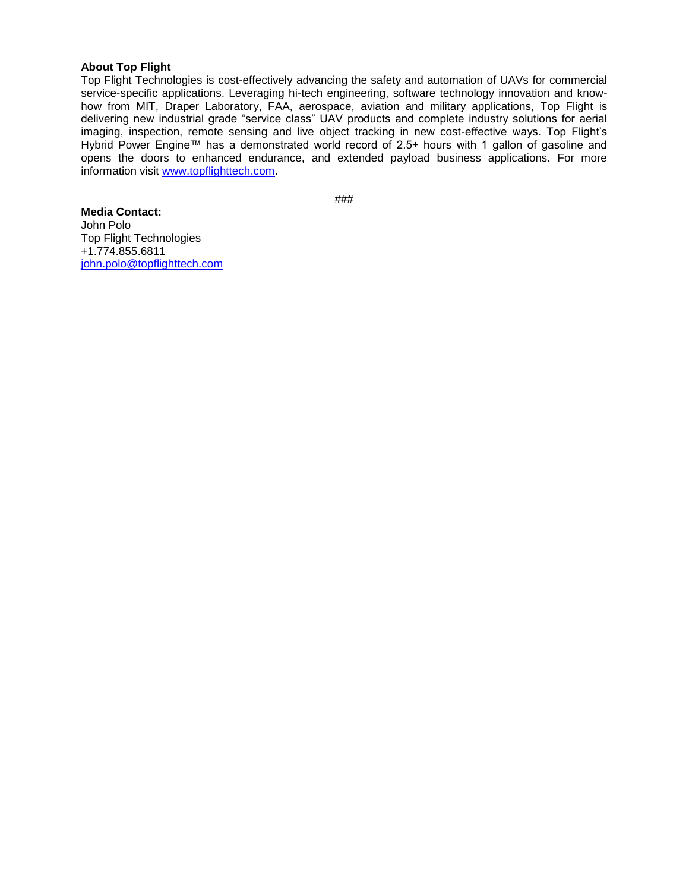**About Top Flight**

Top Flight Technologies is cost-effectively advancing the safety and automation of UAVs for commercial service-specific applications. Leveraging hi-tech engineering, software technology innovation and know-how from MIT, Draper Laboratory, FAA, aerospace, aviation and military applications, Top Flight is delivering new industrial grade "service class" UAV products and complete industry solutions for aerial imaging, inspection, remote sensing and live object tracking in new cost-effective ways. Top Flight's Hybrid Power Engine™ has a demonstrated world record of 2.5+ hours with 1 gallon of gasoline and opens the doors to enhanced endurance, and extended payload business applications. For more information visit www.topflighttech.com.

###

**Media Contact:**
John Polo
Top Flight Technologies
+1.774.855.6811
john.polo@topflighttech.com